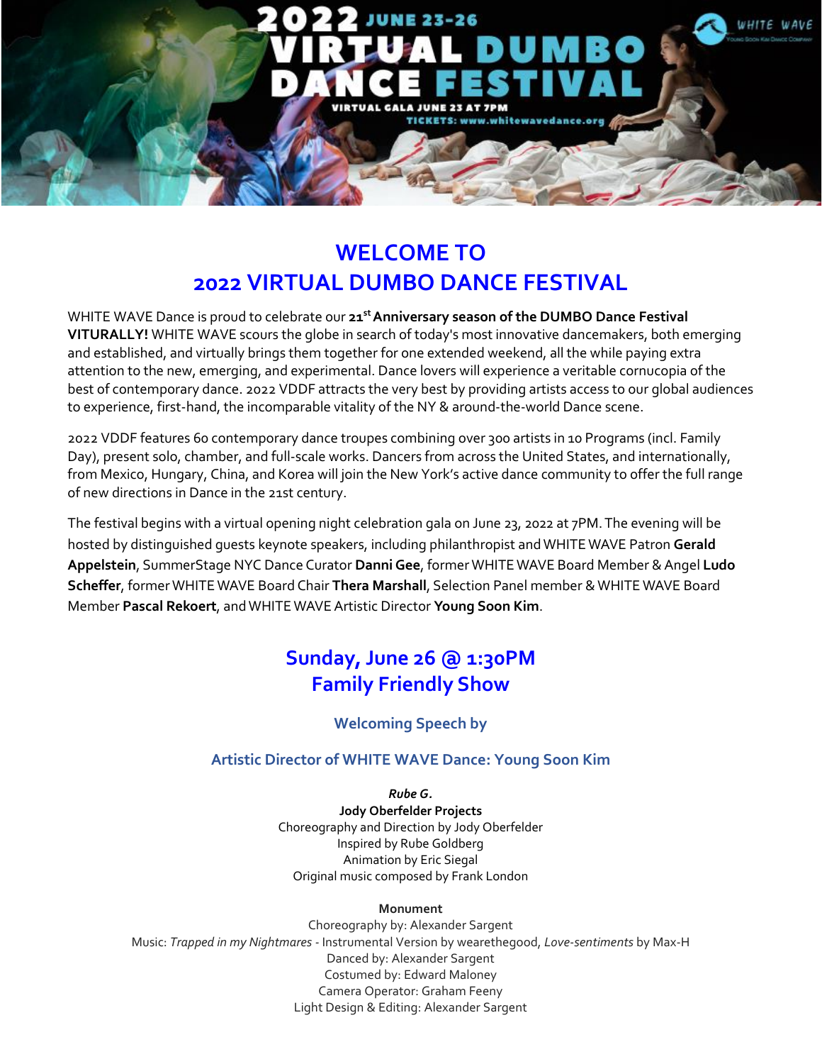2022 JUNE 23-26
VIRTUAL DUMBO DANCE FESTIVAL
VIRTUAL GALA JUNE 23 AT 7PM
TICKETS: www.whitewavedance.org

# WELCOME TO
# 2022 VIRTUAL DUMBO DANCE FESTIVAL

WHITE WAVE Dance is proud to celebrate our **21st Anniversary season of the DUMBO Dance Festival VITURALLY!** WHITE WAVE scours the globe in search of today's most innovative dancemakers, both emerging and established, and virtually brings them together for one extended weekend, all the while paying extra attention to the new, emerging, and experimental. Dance lovers will experience a veritable cornucopia of the best of contemporary dance. 2022 VDDF attracts the very best by providing artists access to our global audiences to experience, first-hand, the incomparable vitality of the NY & around-the-world Dance scene.

2022 VDDF features 60 contemporary dance troupes combining over 300 artists in 10 Programs (incl. Family Day), present solo, chamber, and full-scale works. Dancers from across the United States, and internationally, from Mexico, Hungary, China, and Korea will join the New York's active dance community to offer the full range of new directions in Dance in the 21st century.

The festival begins with a virtual opening night celebration gala on June 23, 2022 at 7PM. The evening will be hosted by distinguished guests keynote speakers, including philanthropist and WHITE WAVE Patron **Gerald Appelstein**, SummerStage NYC Dance Curator **Danni Gee**, former WHITE WAVE Board Member & Angel **Ludo Scheffer**, former WHITE WAVE Board Chair **Thera Marshall**, Selection Panel member & WHITE WAVE Board Member **Pascal Rekoert**, and WHITE WAVE Artistic Director **Young Soon Kim**.

## Sunday, June 26 @ 1:30PM
## Family Friendly Show

### Welcoming Speech by

### Artistic Director of WHITE WAVE Dance: Young Soon Kim

***Rube G.***
**Jody Oberfelder Projects**
Choreography and Direction by Jody Oberfelder
Inspired by Rube Goldberg
Animation by Eric Siegal
Original music composed by Frank London

**Monument**
Choreography by: Alexander Sargent
Music: *Trapped in my Nightmares* - Instrumental Version by wearethegood, *Love-sentiments* by Max-H
Danced by: Alexander Sargent
Costumed by: Edward Maloney
Camera Operator: Graham Feeny
Light Design & Editing: Alexander Sargent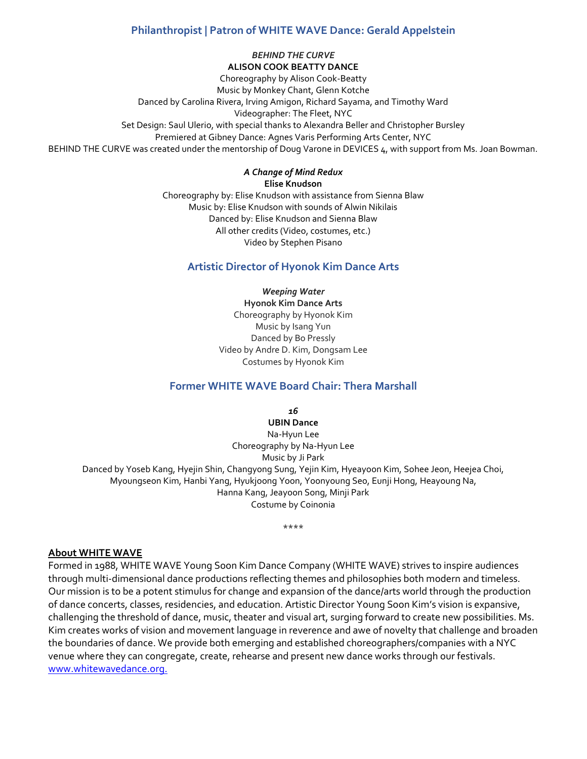## Philanthropist | Patron of WHITE WAVE Dance: Gerald Appelstein

***BEHIND THE CURVE***
**ALISON COOK BEATTY DANCE**
Choreography by Alison Cook-Beatty
Music by Monkey Chant, Glenn Kotche
Danced by Carolina Rivera, Irving Amigon, Richard Sayama, and Timothy Ward
Videographer: The Fleet, NYC
Set Design: Saul Ulerio, with special thanks to Alexandra Beller and Christopher Bursley
Premiered at Gibney Dance: Agnes Varis Performing Arts Center, NYC
BEHIND THE CURVE was created under the mentorship of Doug Varone in DEVICES 4, with support from Ms. Joan Bowman.

***A Change of Mind Redux***
**Elise Knudson**
Choreography by: Elise Knudson with assistance from Sienna Blaw
Music by: Elise Knudson with sounds of Alwin Nikilais
Danced by: Elise Knudson and Sienna Blaw
All other credits (Video, costumes, etc.)
Video by Stephen Pisano

## Artistic Director of Hyonok Kim Dance Arts

***Weeping Water***
**Hyonok Kim Dance Arts**
Choreography by Hyonok Kim
Music by Isang Yun
Danced by Bo Pressly
Video by Andre D. Kim, Dongsam Lee
Costumes by Hyonok Kim

## Former WHITE WAVE Board Chair: Thera Marshall

***16***
**UBIN Dance**
Na-Hyun Lee
Choreography by Na-Hyun Lee
Music by Ji Park
Danced by Yoseb Kang, Hyejin Shin, Changyong Sung, Yejin Kim, Hyeayoon Kim, Sohee Jeon, Heejea Choi, Myoungseon Kim, Hanbi Yang, Hyukjoong Yoon, Yoonyoung Seo, Eunji Hong, Heayoung Na, Hanna Kang, Jeayoon Song, Minji Park
Costume by Coinonia

\*\*\*\*

**About WHITE WAVE**

Formed in 1988, WHITE WAVE Young Soon Kim Dance Company (WHITE WAVE) strives to inspire audiences through multi-dimensional dance productions reflecting themes and philosophies both modern and timeless. Our mission is to be a potent stimulus for change and expansion of the dance/arts world through the production of dance concerts, classes, residencies, and education. Artistic Director Young Soon Kim's vision is expansive, challenging the threshold of dance, music, theater and visual art, surging forward to create new possibilities. Ms. Kim creates works of vision and movement language in reverence and awe of novelty that challenge and broaden the boundaries of dance. We provide both emerging and established choreographers/companies with a NYC venue where they can congregate, create, rehearse and present new dance works through our festivals. www.whitewavedance.org.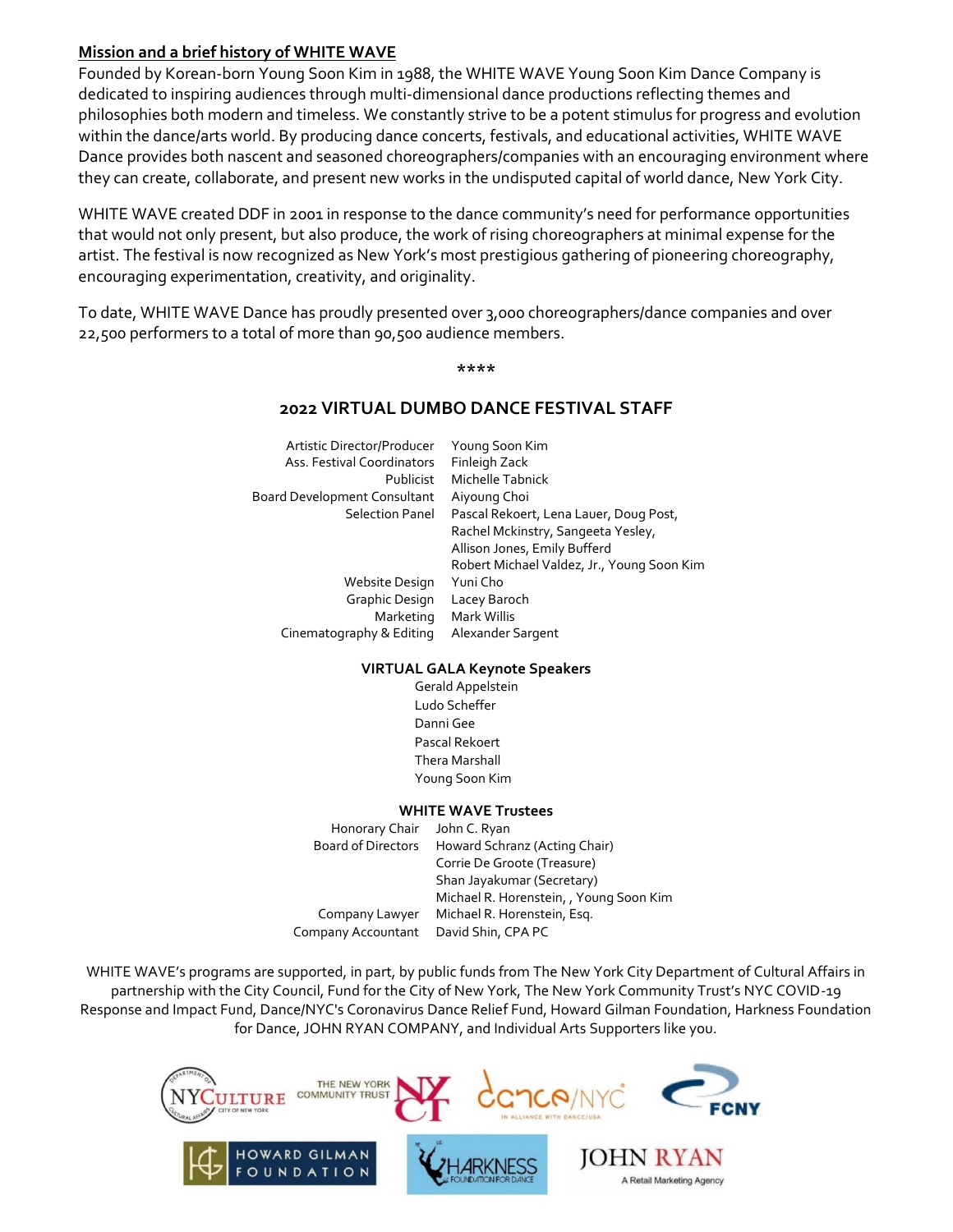**Mission and a brief history of WHITE WAVE**

Founded by Korean-born Young Soon Kim in 1988, the WHITE WAVE Young Soon Kim Dance Company is dedicated to inspiring audiences through multi-dimensional dance productions reflecting themes and philosophies both modern and timeless. We constantly strive to be a potent stimulus for progress and evolution within the dance/arts world. By producing dance concerts, festivals, and educational activities, WHITE WAVE Dance provides both nascent and seasoned choreographers/companies with an encouraging environment where they can create, collaborate, and present new works in the undisputed capital of world dance, New York City.

WHITE WAVE created DDF in 2001 in response to the dance community's need for performance opportunities that would not only present, but also produce, the work of rising choreographers at minimal expense for the artist. The festival is now recognized as New York's most prestigious gathering of pioneering choreography, encouraging experimentation, creativity, and originality.

To date, WHITE WAVE Dance has proudly presented over 3,000 choreographers/dance companies and over 22,500 performers to a total of more than 90,500 audience members.

****

## 2022 VIRTUAL DUMBO DANCE FESTIVAL STAFF

| | |
|---|---|
| Artistic Director/Producer | Young Soon Kim |
| Ass. Festival Coordinators | Finleigh Zack |
| Publicist | Michelle Tabnick |
| Board Development Consultant | Aiyoung Choi |
| Selection Panel | Pascal Rekoert, Lena Lauer, Doug Post, Rachel Mckinstry, Sangeeta Yesley, Allison Jones, Emily Bufferd Robert Michael Valdez, Jr., Young Soon Kim |
| Website Design | Yuni Cho |
| Graphic Design | Lacey Baroch |
| Marketing | Mark Willis |
| Cinematography & Editing | Alexander Sargent |

### VIRTUAL GALA Keynote Speakers

Gerald Appelstein
Ludo Scheffer
Danni Gee
Pascal Rekoert
Thera Marshall
Young Soon Kim

### WHITE WAVE Trustees

| | |
|---|---|
| Honorary Chair | John C. Ryan |
| Board of Directors | Howard Schranz (Acting Chair) Corrie De Groote (Treasure) Shan Jayakumar (Secretary) Michael R. Horenstein, , Young Soon Kim |
| Company Lawyer | Michael R. Horenstein, Esq. |
| Company Accountant | David Shin, CPA PC |

WHITE WAVE's programs are supported, in part, by public funds from The New York City Department of Cultural Affairs in partnership with the City Council, Fund for the City of New York, The New York Community Trust's NYC COVID-19 Response and Impact Fund, Dance/NYC's Coronavirus Dance Relief Fund, Howard Gilman Foundation, Harkness Foundation for Dance, JOHN RYAN COMPANY, and Individual Arts Supporters like you.

NYCulture CITY OF NEW YORK, Department of Cultural Affairs
THE NEW YORK COMMUNITY TRUST
dance/NYC IN ALLIANCE WITH DANCE/USA
FCNY
HOWARD GILMAN FOUNDATION
HARKNESS FOUNDATION FOR DANCE
JOHN RYAN A Retail Marketing Agency